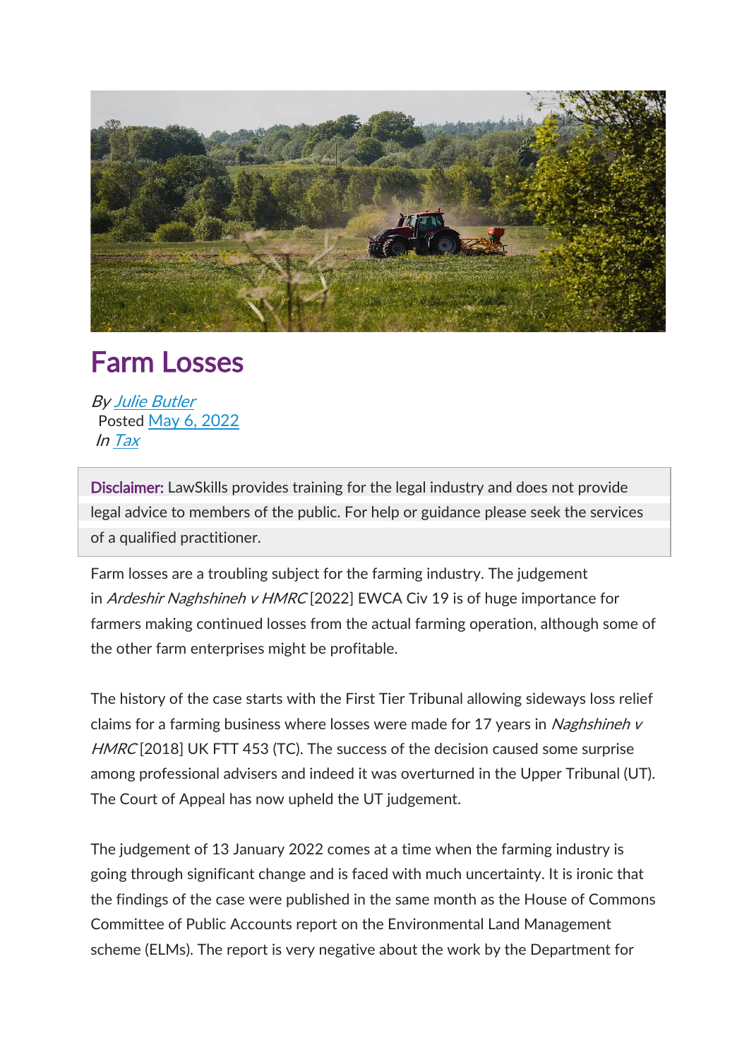# Farm Losses

*By Julie Butler*
Posted May 6, 2022
*In Tax*

**Disclaimer:** LawSkills provides training for the legal industry and does not provide legal advice to members of the public. For help or guidance please seek the services of a qualified practitioner.

Farm losses are a troubling subject for the farming industry. The judgement in *Ardeshir Naghshineh v HMRC* [2022] EWCA Civ 19 is of huge importance for farmers making continued losses from the actual farming operation, although some of the other farm enterprises might be profitable.

The history of the case starts with the First Tier Tribunal allowing sideways loss relief claims for a farming business where losses were made for 17 years in *Naghshineh v HMRC* [2018] UK FTT 453 (TC). The success of the decision caused some surprise among professional advisers and indeed it was overturned in the Upper Tribunal (UT). The Court of Appeal has now upheld the UT judgement.

The judgement of 13 January 2022 comes at a time when the farming industry is going through significant change and is faced with much uncertainty. It is ironic that the findings of the case were published in the same month as the House of Commons Committee of Public Accounts report on the Environmental Land Management scheme (ELMs). The report is very negative about the work by the Department for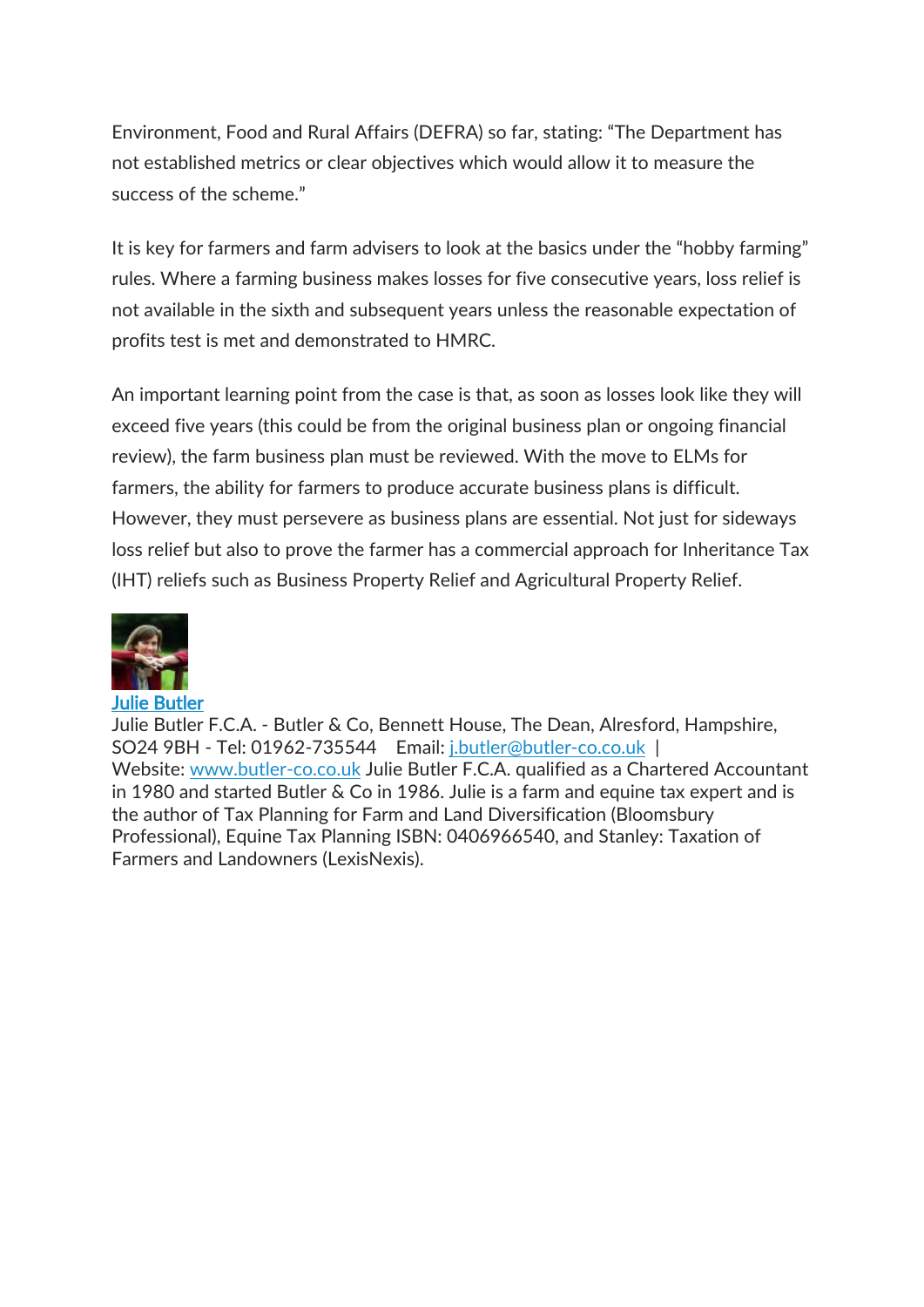Environment, Food and Rural Affairs (DEFRA) so far, stating: "The Department has not established metrics or clear objectives which would allow it to measure the success of the scheme."

It is key for farmers and farm advisers to look at the basics under the "hobby farming" rules. Where a farming business makes losses for five consecutive years, loss relief is not available in the sixth and subsequent years unless the reasonable expectation of profits test is met and demonstrated to HMRC.

An important learning point from the case is that, as soon as losses look like they will exceed five years (this could be from the original business plan or ongoing financial review), the farm business plan must be reviewed. With the move to ELMs for farmers, the ability for farmers to produce accurate business plans is difficult. However, they must persevere as business plans are essential. Not just for sideways loss relief but also to prove the farmer has a commercial approach for Inheritance Tax (IHT) reliefs such as Business Property Relief and Agricultural Property Relief.

**Julie Butler**

Julie Butler F.C.A. - Butler & Co, Bennett House, The Dean, Alresford, Hampshire, SO24 9BH - Tel: 01962-735544 Email: j.butler@butler-co.co.uk | Website: www.butler-co.co.uk Julie Butler F.C.A. qualified as a Chartered Accountant in 1980 and started Butler & Co in 1986. Julie is a farm and equine tax expert and is the author of Tax Planning for Farm and Land Diversification (Bloomsbury Professional), Equine Tax Planning ISBN: 0406966540, and Stanley: Taxation of Farmers and Landowners (LexisNexis).